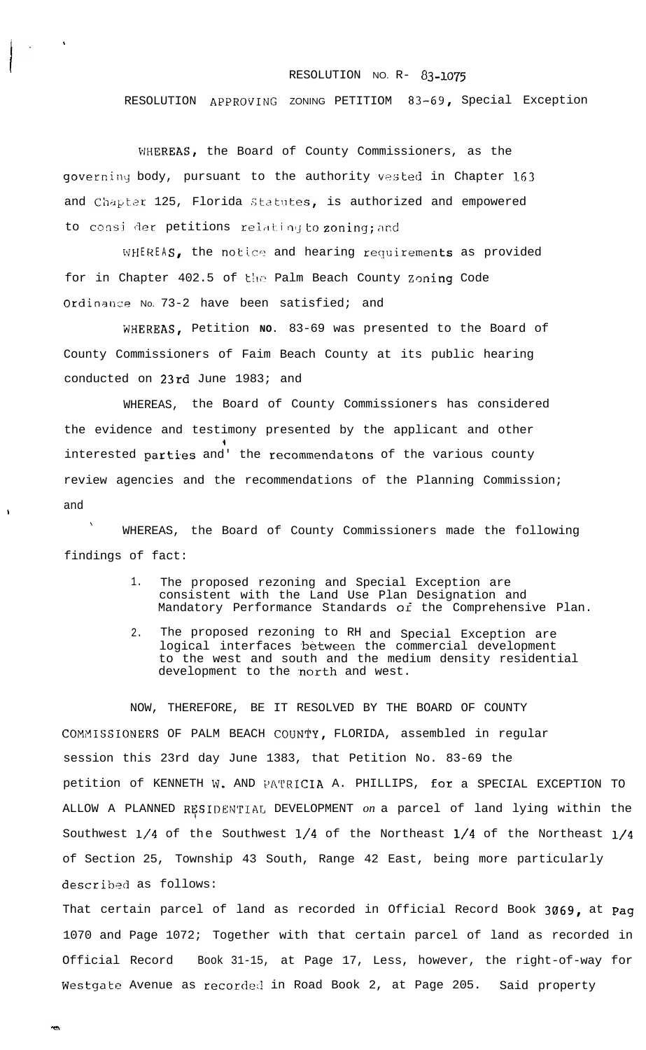RESOLUTION NO. R- 83-1075

RESOLUTION APPROVING ZONING PETITIOM 83-69, Special Exception

WHEREAS, the Board of County Commissioners, as the governing body, pursuant to the authority vested in Chapter 163 and Chapter 125, Florida Statutes, is authorized and empowered to consider petitions relating to zoning; and

WHEREAS, the notice and hearing requirements as provided for in Chapter 402.5 of the Palm Beach County Zoning Code Ordinance No. 73-2 have been satisfied; and

WHEREAS, Petition NO. 83-69 was presented to the Board of County Commissioners of Faim Beach County at its public hearing conducted on 23rd June 1983; and

WHEREAS, the Board of County Commissioners has considered the evidence and testimony presented by the applicant and other interested parties and the recommendatons of the various county review agencies and the recommendations of the Planning Commission; and

WHEREAS, the Board of County Commissioners made the following findings of fact:

1. The proposed rezoning and Special Exception are consistent with the Land Use Plan Designation and Mandatory Performance Standards of the Comprehensive Plan.
2. The proposed rezoning to RH and Special Exception are logical interfaces between the commercial development to the west and south and the medium density residential development to the north and west.

NOW, THEREFORE, BE IT RESOLVED BY THE BOARD OF COUNTY COMMISSIONERS OF PALM BEACH COUNTY, FLORIDA, assembled in regular session this 23rd day June 1383, that Petition No. 83-69 the petition of KENNETH W. AND PATRICIA A. PHILLIPS, for a SPECIAL EXCEPTION TO ALLOW A PLANNED RESIDENTIAL DEVELOPMENT *on* a parcel of land lying within the Southwest 1/4 of the Southwest 1/4 of the Northeast 1/4 of the Northeast 1/4 of Section 25, Township 43 South, Range 42 East, being more particularly described as follows:

That certain parcel of land as recorded in Official Record Book 3069, at Pag 1070 and Page 1072; Together with that certain parcel of land as recorded in Official Record Book 31-15, at Page 17, Less, however, the right-of-way for Westgate Avenue as recorded in Road Book 2, at Page 205. Said property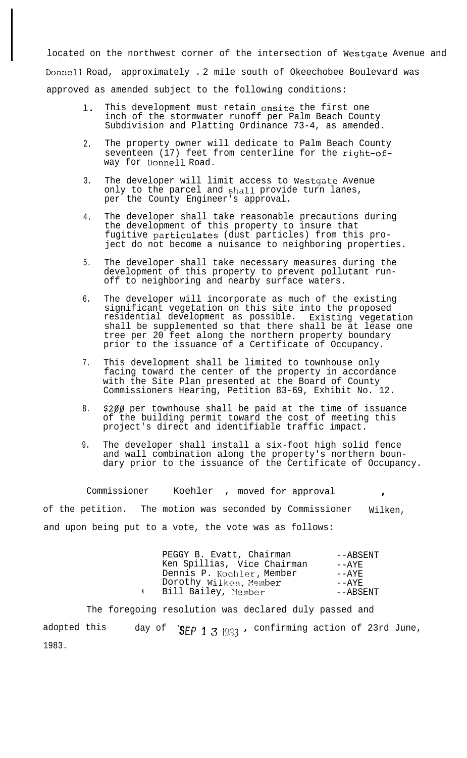located on the northwest corner of the intersection of Westgate Avenue and Donnell Road, approximately .2 mile south of Okeechobee Boulevard was approved as amended subject to the following conditions:

1. This development must retain onsite the first one inch of the stormwater runoff per Palm Beach County Subdivision and Platting Ordinance 73-4, as amended.

2. The property owner will dedicate to Palm Beach County seventeen (17) feet from centerline for the right-of-way for Donnell Road.

3. The developer will limit access to Westgate Avenue only to the parcel and shall provide turn lanes, per the County Engineer's approval.

4. The developer shall take reasonable precautions during the development of this property to insure that fugitive particulates (dust particles) from this project do not become a nuisance to neighboring properties.

5. The developer shall take necessary measures during the development of this property to prevent pollutant run-off to neighboring and nearby surface waters.

6. The developer will incorporate as much of the existing significant vegetation on this site into the proposed residential development as possible. Existing vegetation shall be supplemented so that there shall be at lease one tree per 20 feet along the northern property boundary prior to the issuance of a Certificate of Occupancy.

7. This development shall be limited to townhouse only facing toward the center of the property in accordance with the Site Plan presented at the Board of County Commissioners Hearing, Petition 83-69, Exhibit No. 12.

8. $200 per townhouse shall be paid at the time of issuance of the building permit toward the cost of meeting this project's direct and identifiable traffic impact.

9. The developer shall install a six-foot high solid fence and wall combination along the property's northern boundary prior to the issuance of the Certificate of Occupancy.

Commissioner Koehler, moved for approval of the petition. The motion was seconded by Commissioner Wilken, and upon being put to a vote, the vote was as follows:

| | |
|---|---|
| PEGGY B. Evatt, Chairman | --ABSENT |
| Ken Spillias, Vice Chairman | --AYE |
| Dennis P. Koehler, Member | --AYE |
| Dorothy Wilken, Member | --AYE |
| Bill Bailey, Member | --ABSENT |

The foregoing resolution was declared duly passed and adopted this day of SEP 1 3 1983, confirming action of 23rd June, 1983.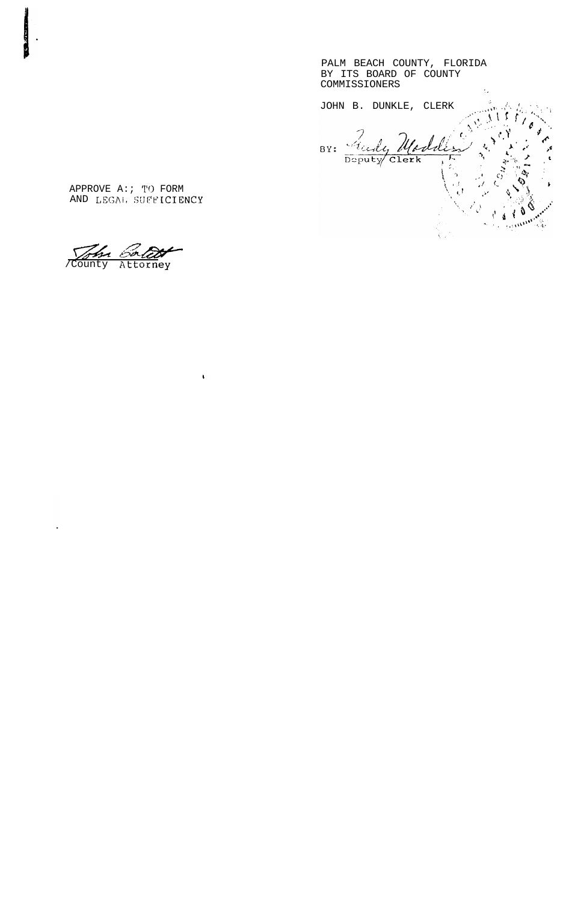PALM BEACH COUNTY, FLORIDA
BY ITS BOARD OF COUNTY
COMMISSIONERS

JOHN B. DUNKLE, CLERK

BY: Judy Maddison
Deputy Clerk

APPROVE A:; TO FORM
AND LEGAL SUFFICIENCY

John Corbett
/County Attorney